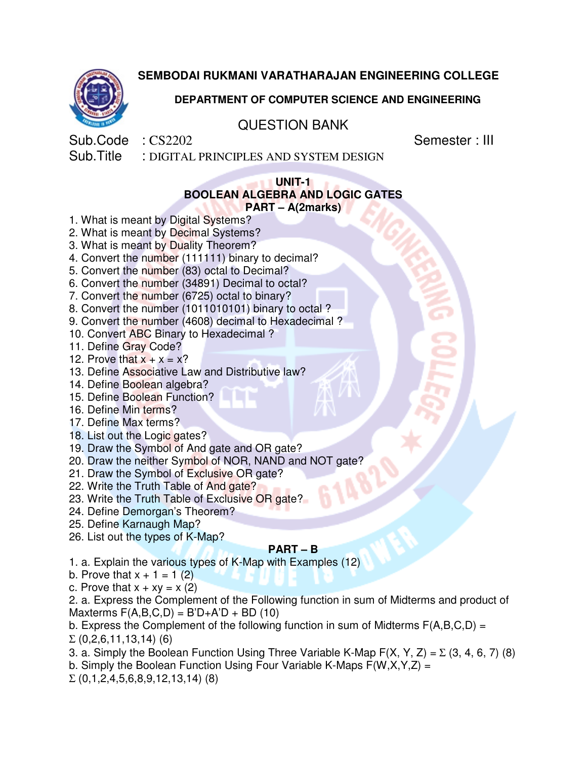# SEMBODAI RUKMANI VARATHARAJAN ENGINEERING COLLEGE

## DEPARTMENT OF COMPUTER SCIENCE AND ENGINEERING

## QUESTION BANK

Sub.Code : CS2202 Semester : III

Sub.Title : DIGITAL PRINCIPLES AND SYSTEM DESIGN

### UNIT-1
### BOOLEAN ALGEBRA AND LOGIC GATES
### PART – A(2marks)

1. What is meant by Digital Systems?
2. What is meant by Decimal Systems?
3. What is meant by Duality Theorem?
4. Convert the number (111111) binary to decimal?
5. Convert the number (83) octal to Decimal?
6. Convert the number (34891) Decimal to octal?
7. Convert the number (6725) octal to binary?
8. Convert the number (1011010101) binary to octal ?
9. Convert the number (4608) decimal to Hexadecimal ?
10. Convert ABC Binary to Hexadecimal ?
11. Define Gray Code?
12. Prove that x + x = x?
13. Define Associative Law and Distributive law?
14. Define Boolean algebra?
15. Define Boolean Function?
16. Define Min terms?
17. Define Max terms?
18. List out the Logic gates?
19. Draw the Symbol of And gate and OR gate?
20. Draw the neither Symbol of NOR, NAND and NOT gate?
21. Draw the Symbol of Exclusive OR gate?
22. Write the Truth Table of And gate?
23. Write the Truth Table of Exclusive OR gate?
24. Define Demorgan's Theorem?
25. Define Karnaugh Map?
26. List out the types of K-Map?

### PART – B

1. a. Explain the various types of K-Map with Examples (12)
b. Prove that x + 1 = 1 (2)
c. Prove that x + xy = x (2)
2. a. Express the Complement of the Following function in sum of Midterms and product of Maxterms F(A,B,C,D) = B'D+A'D + BD (10)
b. Express the Complement of the following function in sum of Midterms F(A,B,C,D) = $\Sigma$ (0,2,6,11,13,14) (6)
3. a. Simply the Boolean Function Using Three Variable K-Map F(X, Y, Z) = $\Sigma$ (3, 4, 6, 7) (8)
b. Simply the Boolean Function Using Four Variable K-Maps F(W,X,Y,Z) = $\Sigma$ (0,1,2,4,5,6,8,9,12,13,14) (8)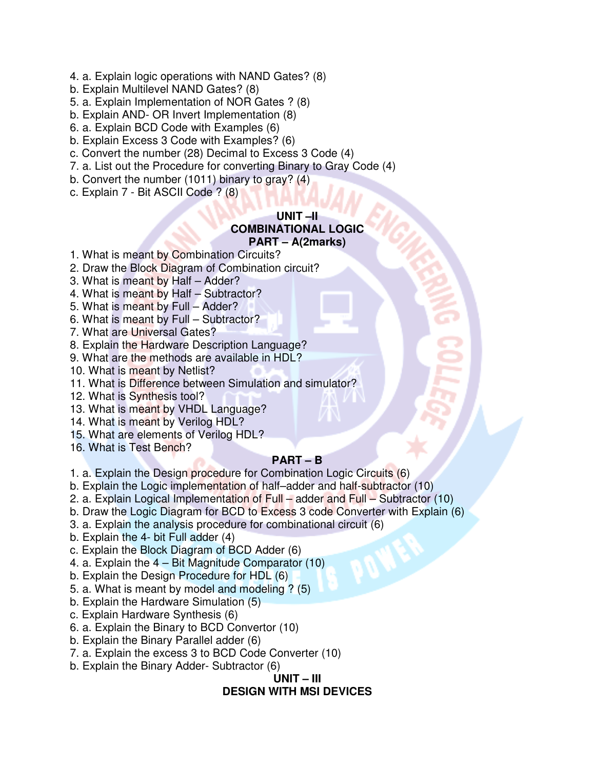4. a. Explain logic operations with NAND Gates? (8)
b. Explain Multilevel NAND Gates? (8)
5. a. Explain Implementation of NOR Gates ? (8)
b. Explain AND- OR Invert Implementation (8)
6. a. Explain BCD Code with Examples (6)
b. Explain Excess 3 Code with Examples? (6)
c. Convert the number (28) Decimal to Excess 3 Code (4)
7. a. List out the Procedure for converting Binary to Gray Code (4)
b. Convert the number (1011) binary to gray? (4)
c. Explain 7 - Bit ASCII Code ? (8)

## UNIT –II
## COMBINATIONAL LOGIC
### PART – A(2marks)

1. What is meant by Combination Circuits?
2. Draw the Block Diagram of Combination circuit?
3. What is meant by Half – Adder?
4. What is meant by Half – Subtractor?
5. What is meant by Full – Adder?
6. What is meant by Full – Subtractor?
7. What are Universal Gates?
8. Explain the Hardware Description Language?
9. What are the methods are available in HDL?
10. What is meant by Netlist?
11. What is Difference between Simulation and simulator?
12. What is Synthesis tool?
13. What is meant by VHDL Language?
14. What is meant by Verilog HDL?
15. What are elements of Verilog HDL?
16. What is Test Bench?

### PART – B

1. a. Explain the Design procedure for Combination Logic Circuits (6)
b. Explain the Logic implementation of half–adder and half-subtractor (10)
2. a. Explain Logical Implementation of Full – adder and Full – Subtractor (10)
b. Draw the Logic Diagram for BCD to Excess 3 code Converter with Explain (6)
3. a. Explain the analysis procedure for combinational circuit (6)
b. Explain the 4- bit Full adder (4)
c. Explain the Block Diagram of BCD Adder (6)
4. a. Explain the 4 – Bit Magnitude Comparator (10)
b. Explain the Design Procedure for HDL (6)
5. a. What is meant by model and modeling ? (5)
b. Explain the Hardware Simulation (5)
c. Explain Hardware Synthesis (6)
6. a. Explain the Binary to BCD Convertor (10)
b. Explain the Binary Parallel adder (6)
7. a. Explain the excess 3 to BCD Code Converter (10)
b. Explain the Binary Adder- Subtractor (6)

## UNIT – III
## DESIGN WITH MSI DEVICES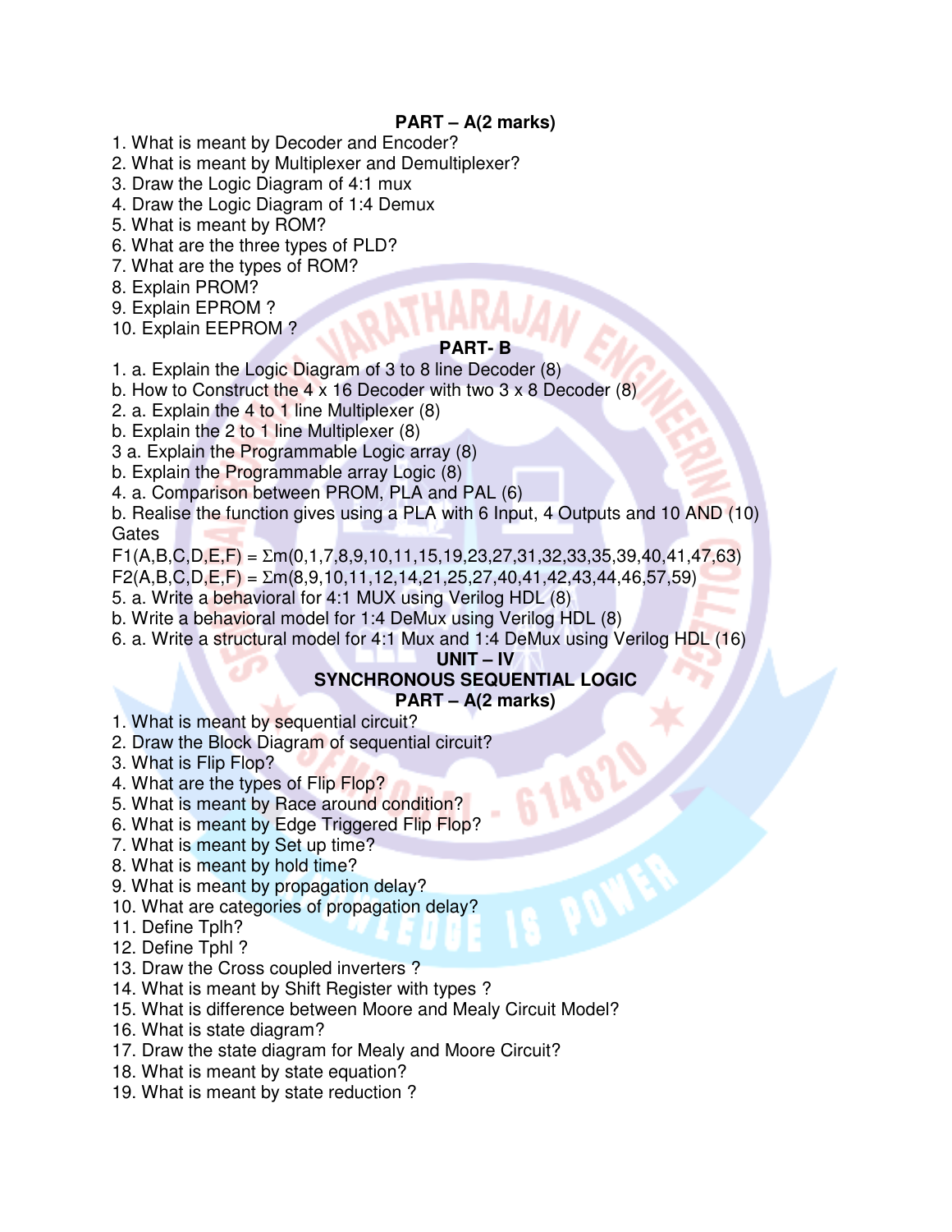**PART – A(2 marks)**

1. What is meant by Decoder and Encoder?
2. What is meant by Multiplexer and Demultiplexer?
3. Draw the Logic Diagram of 4:1 mux
4. Draw the Logic Diagram of 1:4 Demux
5. What is meant by ROM?
6. What are the three types of PLD?
7. What are the types of ROM?
8. Explain PROM?
9. Explain EPROM ?
10. Explain EEPROM ?

**PART- B**

1. a. Explain the Logic Diagram of 3 to 8 line Decoder (8)
   b. How to Construct the 4 x 16 Decoder with two 3 x 8 Decoder (8)
2. a. Explain the 4 to 1 line Multiplexer (8)
   b. Explain the 2 to 1 line Multiplexer (8)
3. a. Explain the Programmable Logic array (8)
   b. Explain the Programmable array Logic (8)
4. a. Comparison between PROM, PLA and PAL (6)
   b. Realise the function gives using a PLA with 6 Input, 4 Outputs and 10 AND (10) Gates

   $F1(A,B,C,D,E,F) = \Sigma m(0,1,7,8,9,10,11,15,19,23,27,31,32,33,35,39,40,41,47,63)$

   $F2(A,B,C,D,E,F) = \Sigma m(8,9,10,11,12,14,21,25,27,40,41,42,43,44,46,57,59)$
5. a. Write a behavioral for 4:1 MUX using Verilog HDL (8)
   b. Write a behavioral model for 1:4 DeMux using Verilog HDL (8)
6. a. Write a structural model for 4:1 Mux and 1:4 DeMux using Verilog HDL (16)

**UNIT – IV**

**SYNCHRONOUS SEQUENTIAL LOGIC**

**PART – A(2 marks)**

1. What is meant by sequential circuit?
2. Draw the Block Diagram of sequential circuit?
3. What is Flip Flop?
4. What are the types of Flip Flop?
5. What is meant by Race around condition?
6. What is meant by Edge Triggered Flip Flop?
7. What is meant by Set up time?
8. What is meant by hold time?
9. What is meant by propagation delay?
10. What are categories of propagation delay?
11. Define Tplh?
12. Define Tphl ?
13. Draw the Cross coupled inverters ?
14. What is meant by Shift Register with types ?
15. What is difference between Moore and Mealy Circuit Model?
16. What is state diagram?
17. Draw the state diagram for Mealy and Moore Circuit?
18. What is meant by state equation?
19. What is meant by state reduction ?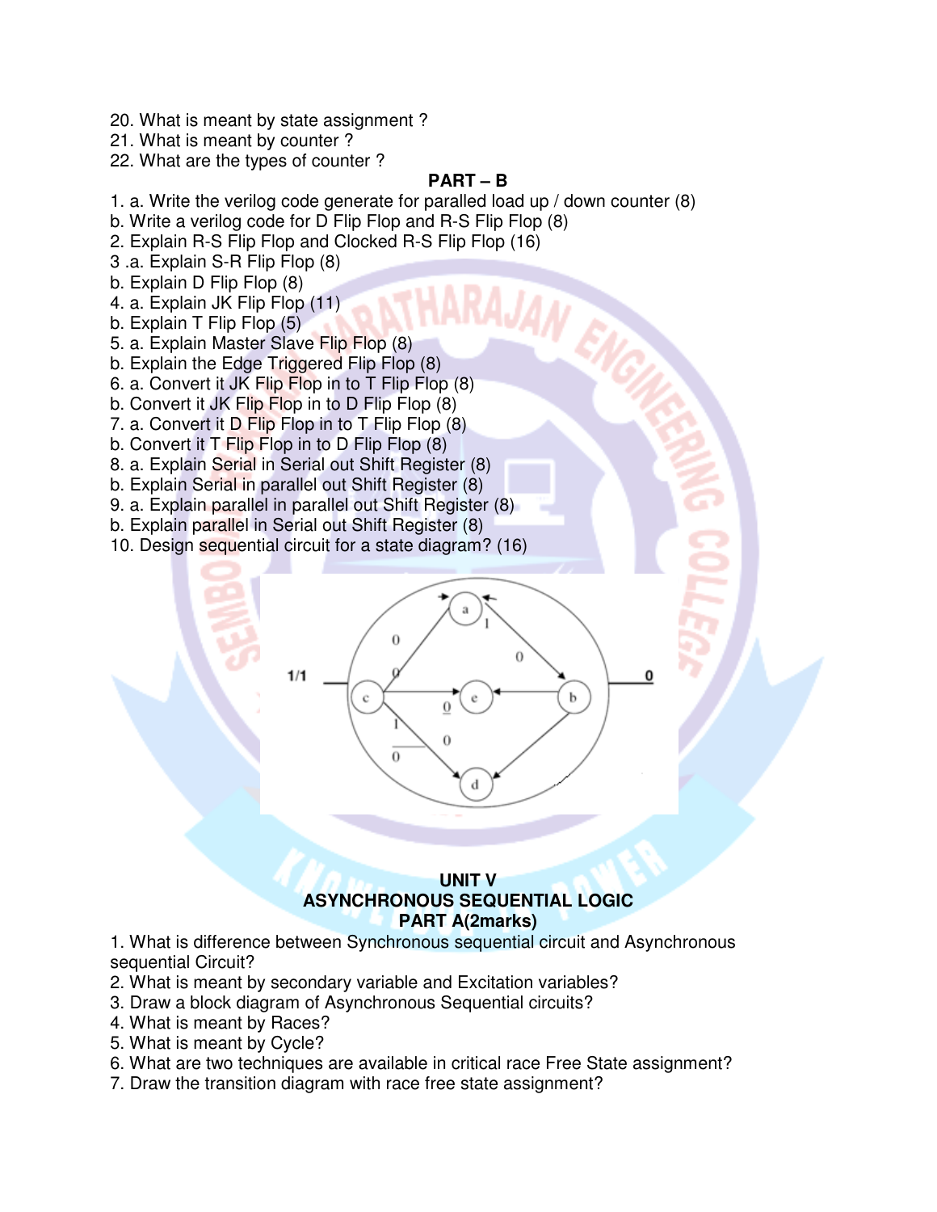20. What is meant by state assignment ?
21. What is meant by counter ?
22. What are the types of counter ?

**PART – B**

1. a. Write the verilog code generate for paralled load up / down counter (8)
b. Write a verilog code for D Flip Flop and R-S Flip Flop (8)
2. Explain R-S Flip Flop and Clocked R-S Flip Flop (16)
3 .a. Explain S-R Flip Flop (8)
b. Explain D Flip Flop (8)
4. a. Explain JK Flip Flop (11)
b. Explain T Flip Flop (5)
5. a. Explain Master Slave Flip Flop (8)
b. Explain the Edge Triggered Flip Flop (8)
6. a. Convert it JK Flip Flop in to T Flip Flop (8)
b. Convert it JK Flip Flop in to D Flip Flop (8)
7. a. Convert it D Flip Flop in to T Flip Flop (8)
b. Convert it T Flip Flop in to D Flip Flop (8)
8. a. Explain Serial in Serial out Shift Register (8)
b. Explain Serial in parallel out Shift Register (8)
9. a. Explain parallel in parallel out Shift Register (8)
b. Explain parallel in Serial out Shift Register (8)
10. Design sequential circuit for a state diagram? (16)

**UNIT V**
**ASYNCHRONOUS SEQUENTIAL LOGIC**
**PART A(2marks)**

1. What is difference between Synchronous sequential circuit and Asynchronous sequential Circuit?
2. What is meant by secondary variable and Excitation variables?
3. Draw a block diagram of Asynchronous Sequential circuits?
4. What is meant by Races?
5. What is meant by Cycle?
6. What are two techniques are available in critical race Free State assignment?
7. Draw the transition diagram with race free state assignment?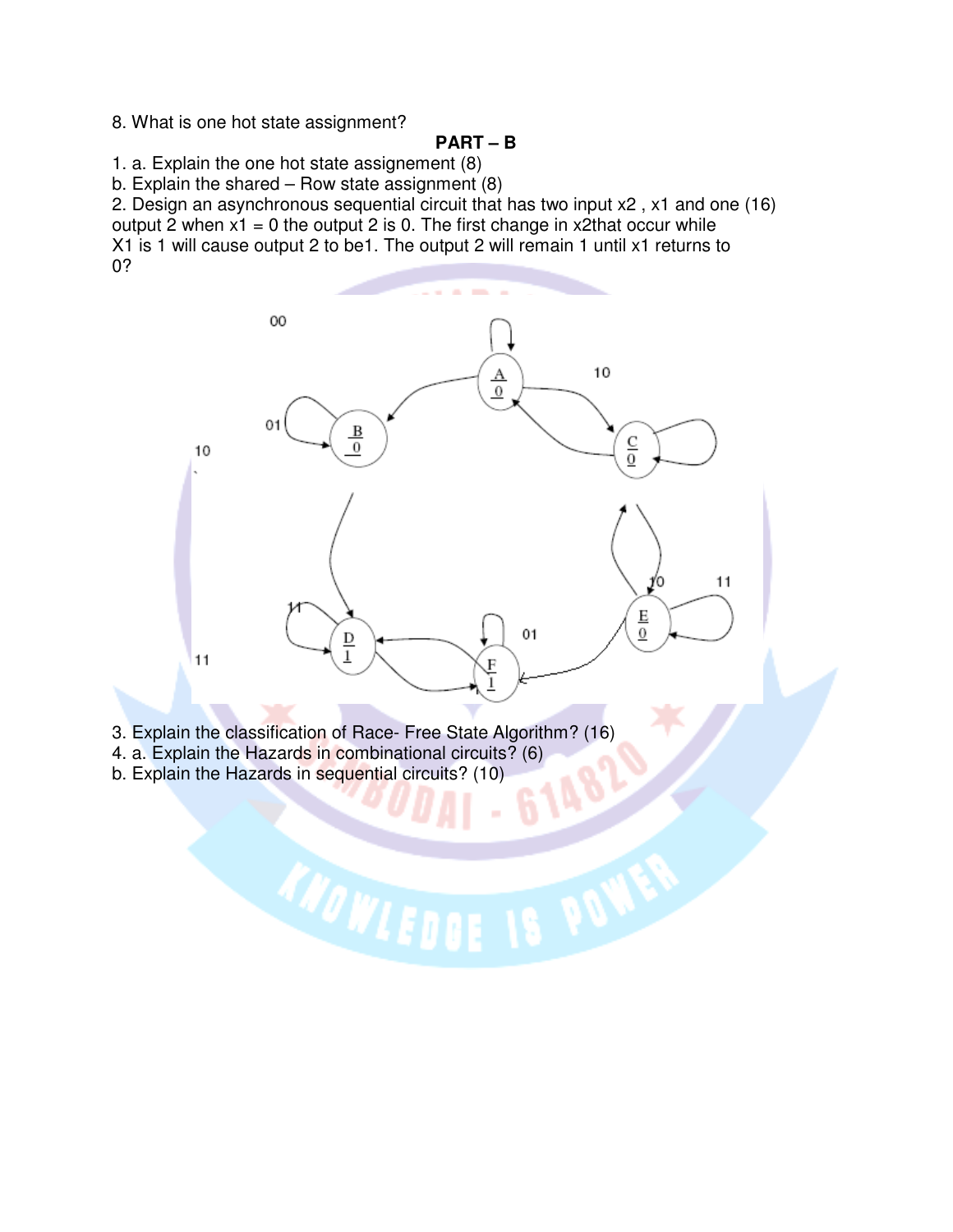8. What is one hot state assignment?

**PART – B**

1. a. Explain the one hot state assignement (8)

b. Explain the shared – Row state assignment (8)

2. Design an asynchronous sequential circuit that has two input x2 , x1 and one (16) output 2 when x1 = 0 the output 2 is 0. The first change in x2that occur while X1 is 1 will cause output 2 to be1. The output 2 will remain 1 until x1 returns to 0?

00

10

01

10

11

11

01

10

11

A
0

B
0

C
0

D
1

E
0

F
1

3. Explain the classification of Race- Free State Algorithm? (16)

4. a. Explain the Hazards in combinational circuits? (6)

b. Explain the Hazards in sequential circuits? (10)